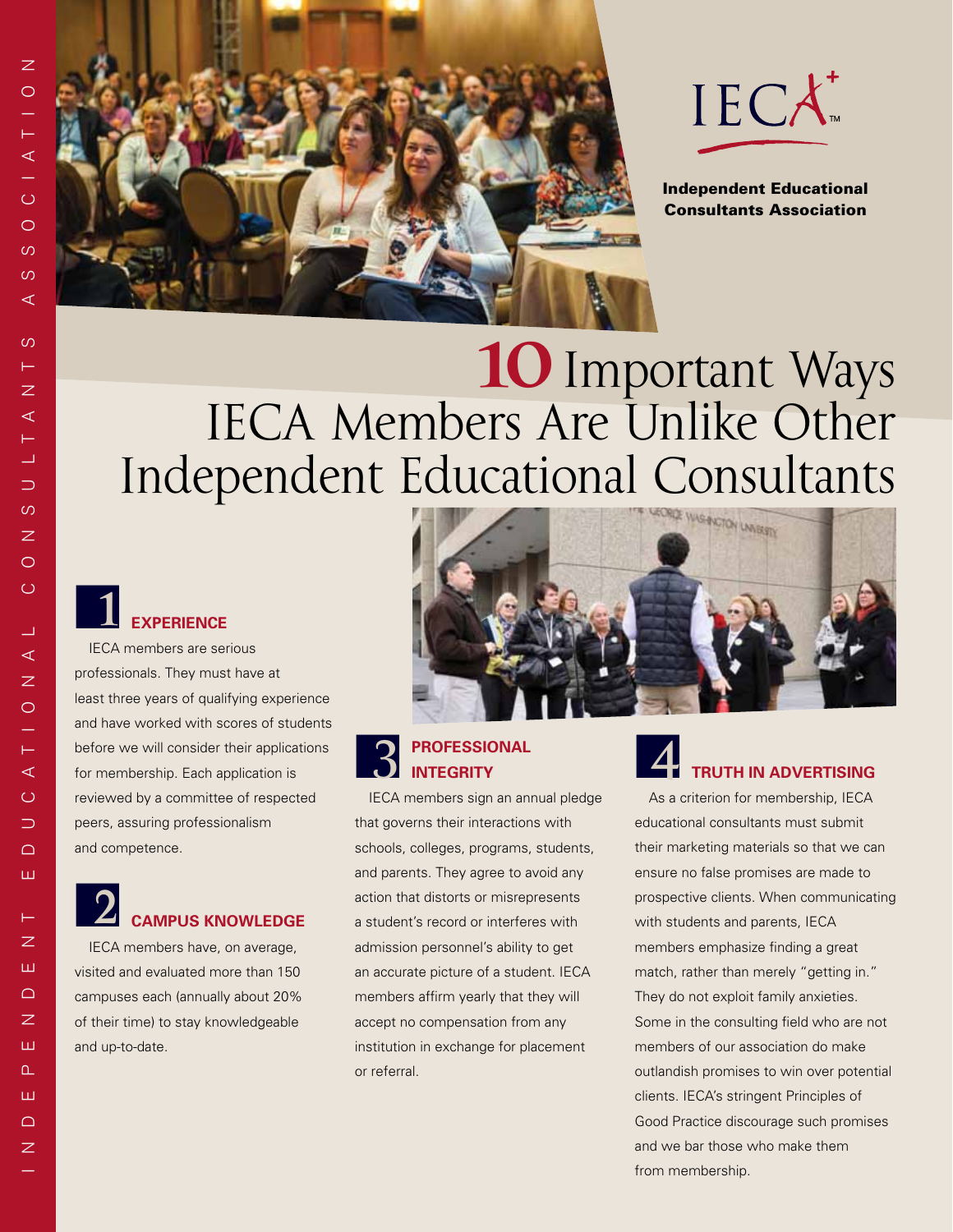# 10 Important Ways IECA Members Are Unlike Other Independent Educational Consultants

**Independent Educational Consultants Association**

## 1 EXPERIENCE

IECA members are serious professionals. They must have at least three years of qualifying experience and have worked with scores of students before we will consider their applications for membership. Each application is reviewed by a committee of respected peers, assuring professionalism and competence.

## 2 CAMPUS KNOWLEDGE

IECA members have, on average, visited and evaluated more than 150 campuses each (annually about 20% of their time) to stay knowledgeable and up-to-date.

## 3 PROFESSIONAL INTEGRITY

IECA members sign an annual pledge that governs their interactions with schools, colleges, programs, students, and parents. They agree to avoid any action that distorts or misrepresents a student's record or interferes with admission personnel's ability to get an accurate picture of a student. IECA members affirm yearly that they will accept no compensation from any institution in exchange for placement or referral.

## 4 TRUTH IN ADVERTISING

As a criterion for membership, IECA educational consultants must submit their marketing materials so that we can ensure no false promises are made to prospective clients. When communicating with students and parents, IECA members emphasize finding a great match, rather than merely "getting in." They do not exploit family anxieties. Some in the consulting field who are not members of our association do make outlandish promises to win over potential clients. IECA's stringent Principles of Good Practice discourage such promises and we bar those who make them from membership.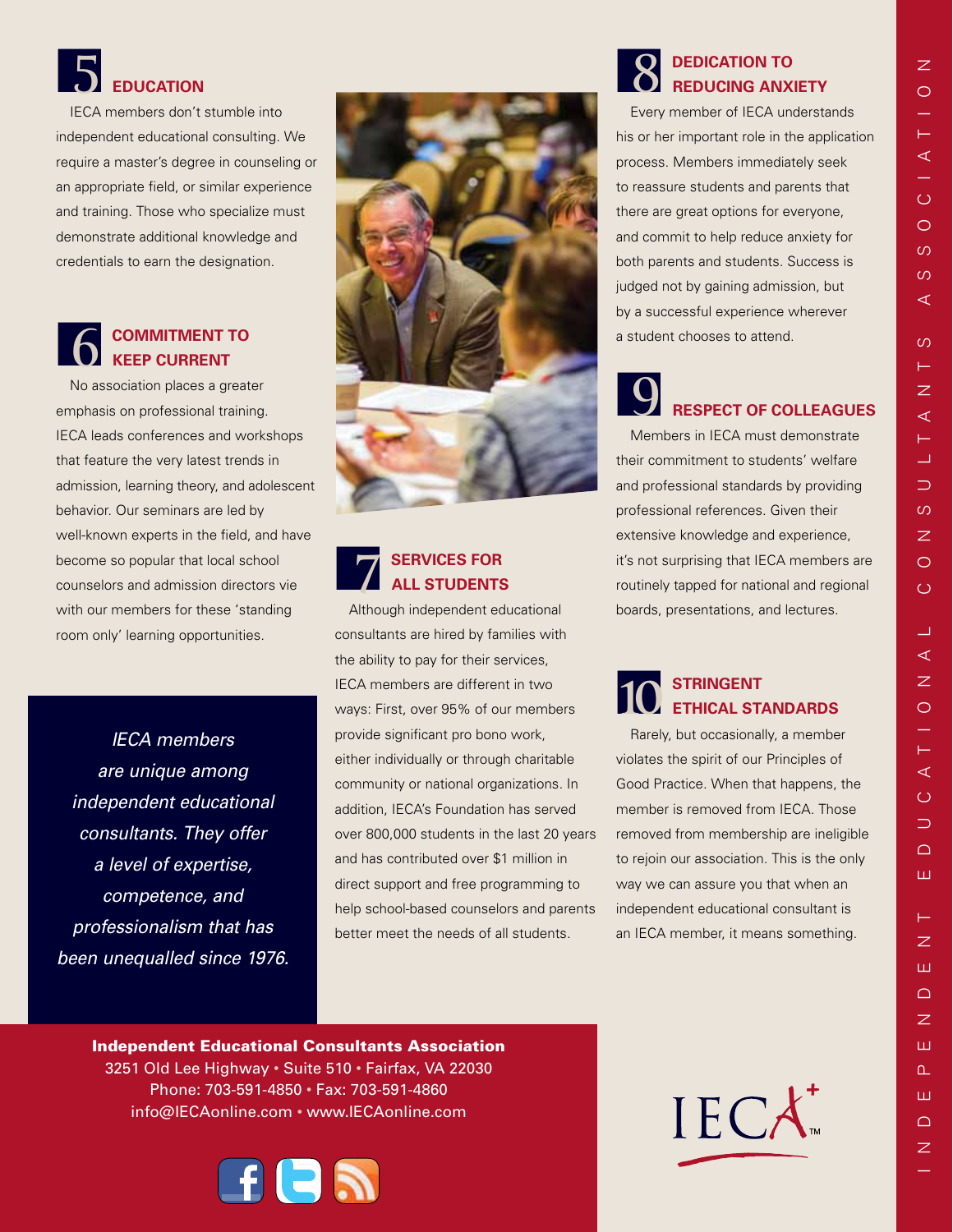## 5 EDUCATION

IECA members don't stumble into independent educational consulting. We require a master's degree in counseling or an appropriate field, or similar experience and training. Those who specialize must demonstrate additional knowledge and credentials to earn the designation.

## 6 COMMITMENT TO KEEP CURRENT

No association places a greater emphasis on professional training. IECA leads conferences and workshops that feature the very latest trends in admission, learning theory, and adolescent behavior. Our seminars are led by well-known experts in the field, and have become so popular that local school counselors and admission directors vie with our members for these 'standing room only' learning opportunities.

*IECA members are unique among independent educational consultants. They offer a level of expertise, competence, and professionalism that has been unequalled since 1976.*

## 7 SERVICES FOR ALL STUDENTS

Although independent educational consultants are hired by families with the ability to pay for their services, IECA members are different in two ways: First, over 95% of our members provide significant pro bono work, either individually or through charitable community or national organizations. In addition, IECA's Foundation has served over 800,000 students in the last 20 years and has contributed over $1 million in direct support and free programming to help school-based counselors and parents better meet the needs of all students.

## 8 DEDICATION TO REDUCING ANXIETY

Every member of IECA understands his or her important role in the application process. Members immediately seek to reassure students and parents that there are great options for everyone, and commit to help reduce anxiety for both parents and students. Success is judged not by gaining admission, but by a successful experience wherever a student chooses to attend.

## 9 RESPECT OF COLLEAGUES

Members in IECA must demonstrate their commitment to students' welfare and professional standards by providing professional references. Given their extensive knowledge and experience, it's not surprising that IECA members are routinely tapped for national and regional boards, presentations, and lectures.

## 10 STRINGENT ETHICAL STANDARDS

Rarely, but occasionally, a member violates the spirit of our Principles of Good Practice. When that happens, the member is removed from IECA. Those removed from membership are ineligible to rejoin our association. This is the only way we can assure you that when an independent educational consultant is an IECA member, it means something.

**Independent Educational Consultants Association**
3251 Old Lee Highway • Suite 510 • Fairfax, VA 22030
Phone: 703-591-4850 • Fax: 703-591-4860
info@IECAonline.com • www.IECAonline.com

IECA™

INDEPENDENT EDUCATIONAL CONSULTANTS ASSOCIATION